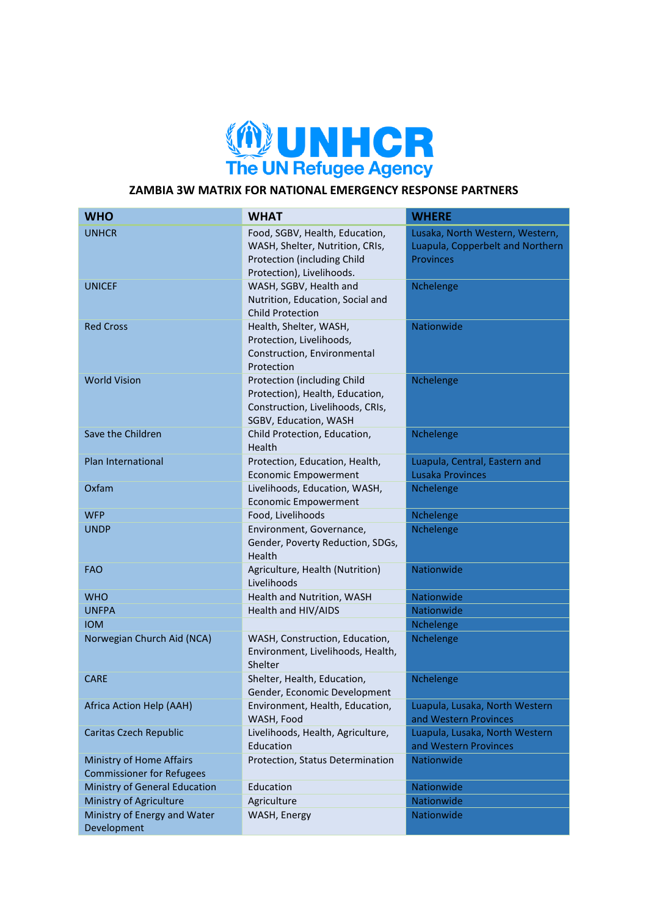UNHCR
The UN Refugee Agency

## ZAMBIA 3W MATRIX FOR NATIONAL EMERGENCY RESPONSE PARTNERS

| WHO | WHAT | WHERE |
|---|---|---|
| UNHCR | Food, SGBV, Health, Education, WASH, Shelter, Nutrition, CRIs, Protection (including Child Protection), Livelihoods. | Lusaka, North Western, Western, Luapula, Copperbelt and Northern Provinces |
| UNICEF | WASH, SGBV, Health and Nutrition, Education, Social and Child Protection | Nchelenge |
| Red Cross | Health, Shelter, WASH, Protection, Livelihoods, Construction, Environmental Protection | Nationwide |
| World Vision | Protection (including Child Protection), Health, Education, Construction, Livelihoods, CRIs, SGBV, Education, WASH | Nchelenge |
| Save the Children | Child Protection, Education, Health | Nchelenge |
| Plan International | Protection, Education, Health, Economic Empowerment | Luapula, Central, Eastern and Lusaka Provinces |
| Oxfam | Livelihoods, Education, WASH, Economic Empowerment | Nchelenge |
| WFP | Food, Livelihoods | Nchelenge |
| UNDP | Environment, Governance, Gender, Poverty Reduction, SDGs, Health | Nchelenge |
| FAO | Agriculture, Health (Nutrition) Livelihoods | Nationwide |
| WHO | Health and Nutrition, WASH | Nationwide |
| UNFPA | Health and HIV/AIDS | Nationwide |
| IOM | | Nchelenge |
| Norwegian Church Aid (NCA) | WASH, Construction, Education, Environment, Livelihoods, Health, Shelter | Nchelenge |
| CARE | Shelter, Health, Education, Gender, Economic Development | Nchelenge |
| Africa Action Help (AAH) | Environment, Health, Education, WASH, Food | Luapula, Lusaka, North Western and Western Provinces |
| Caritas Czech Republic | Livelihoods, Health, Agriculture, Education | Luapula, Lusaka, North Western and Western Provinces |
| Ministry of Home Affairs Commissioner for Refugees | Protection, Status Determination | Nationwide |
| Ministry of General Education | Education | Nationwide |
| Ministry of Agriculture | Agriculture | Nationwide |
| Ministry of Energy and Water Development | WASH, Energy | Nationwide |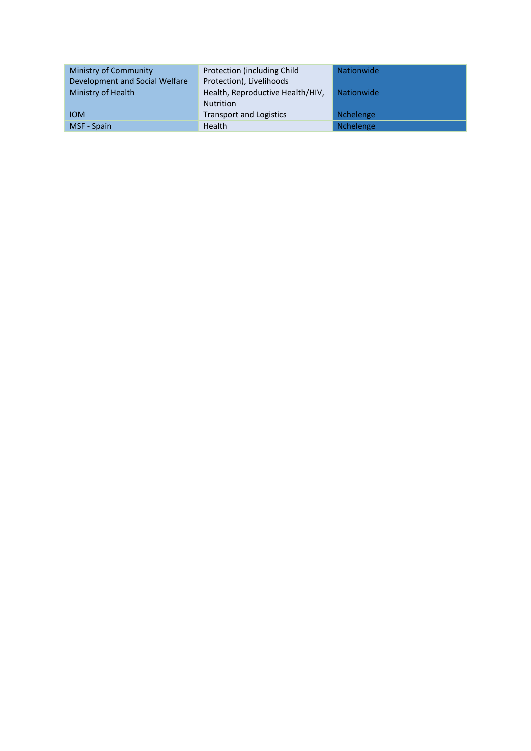| | | |
|---|---|---|
| Ministry of Community Development and Social Welfare | Protection (including Child Protection), Livelihoods | Nationwide |
| Ministry of Health | Health, Reproductive Health/HIV, Nutrition | Nationwide |
| IOM | Transport and Logistics | Nchelenge |
| MSF - Spain | Health | Nchelenge |